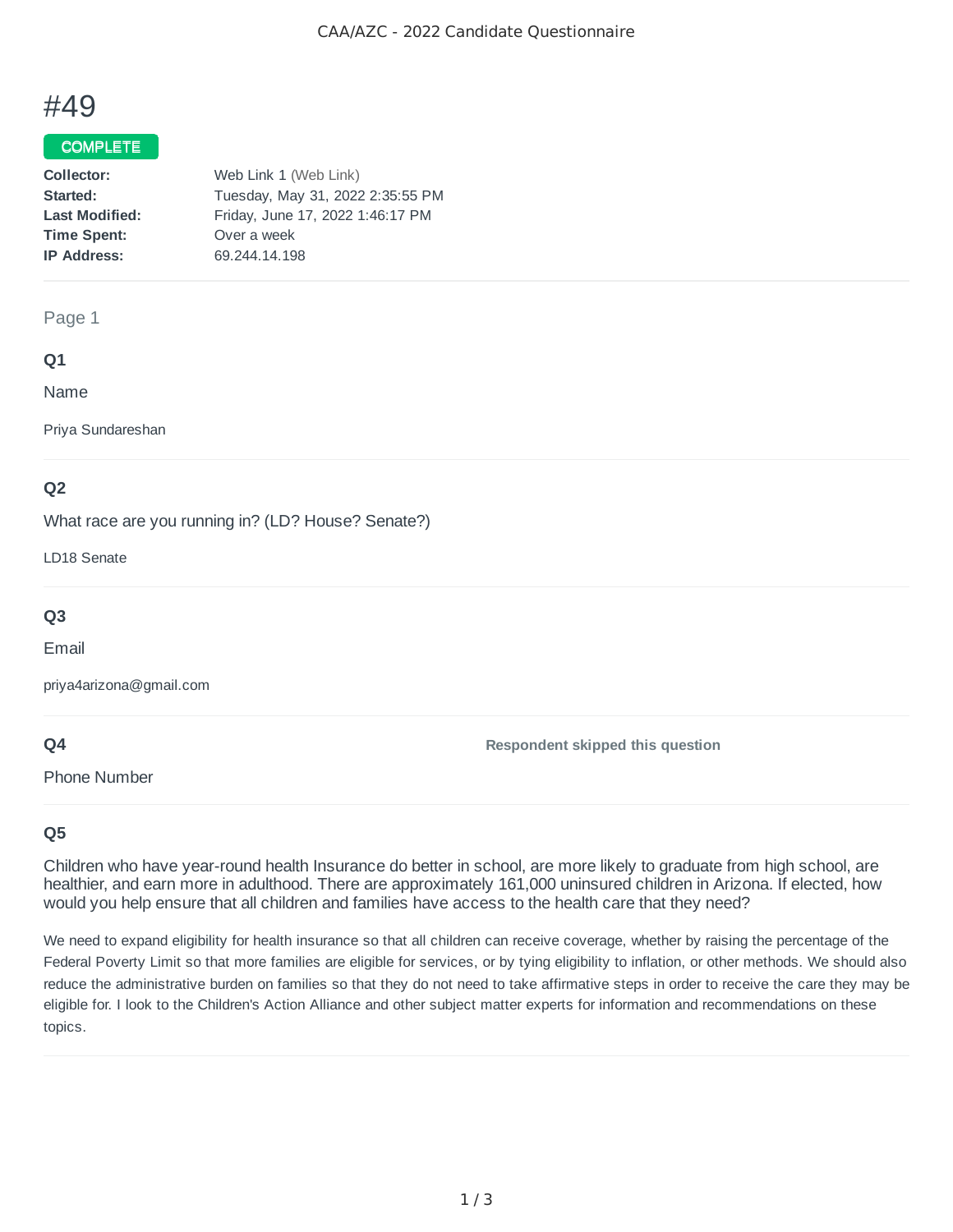# #49

**COMPLETE**

| | |
|---|---|
| **Collector:** | Web Link 1 (Web Link) |
| **Started:** | Tuesday, May 31, 2022 2:35:55 PM |
| **Last Modified:** | Friday, June 17, 2022 1:46:17 PM |
| **Time Spent:** | Over a week |
| **IP Address:** | 69.244.14.198 |

## Page 1

### Q1

Name

Priya Sundareshan

### Q2

What race are you running in? (LD? House? Senate?)

LD18 Senate

### Q3

Email

priya4arizona@gmail.com

### Q4

Phone Number

**Respondent skipped this question**

### Q5

Children who have year-round health Insurance do better in school, are more likely to graduate from high school, are healthier, and earn more in adulthood. There are approximately 161,000 uninsured children in Arizona. If elected, how would you help ensure that all children and families have access to the health care that they need?

We need to expand eligibility for health insurance so that all children can receive coverage, whether by raising the percentage of the Federal Poverty Limit so that more families are eligible for services, or by tying eligibility to inflation, or other methods. We should also reduce the administrative burden on families so that they do not need to take affirmative steps in order to receive the care they may be eligible for. I look to the Children's Action Alliance and other subject matter experts for information and recommendations on these topics.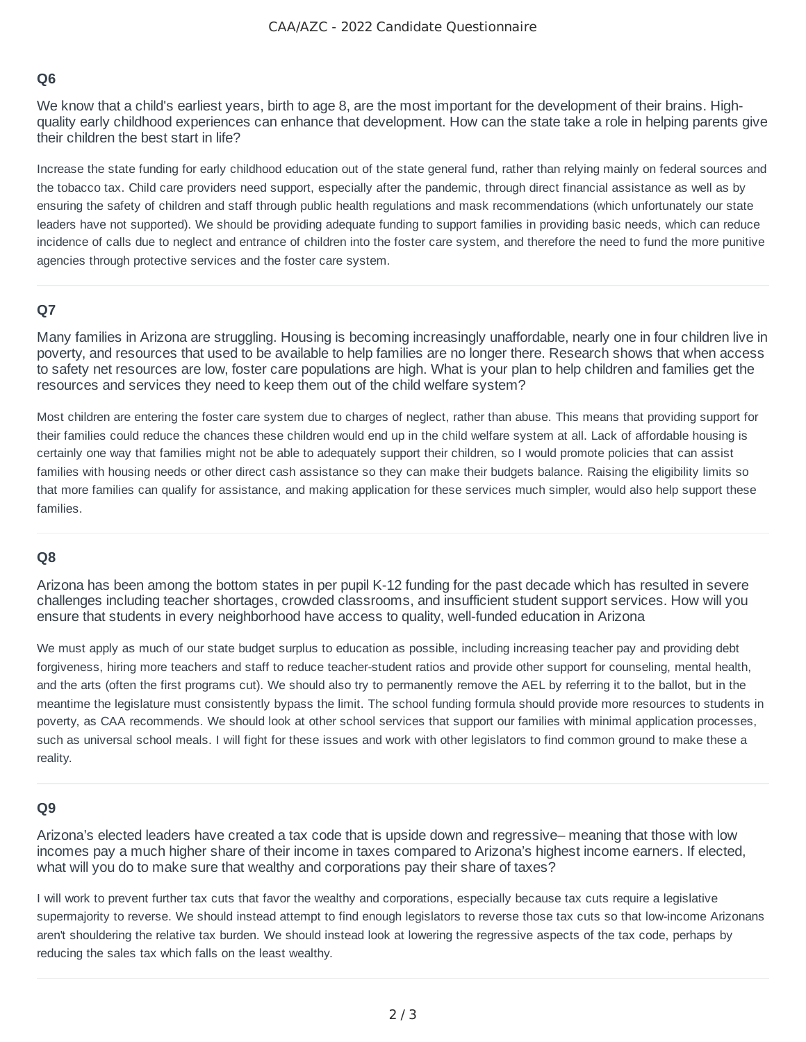### Q6

We know that a child's earliest years, birth to age 8, are the most important for the development of their brains. High-quality early childhood experiences can enhance that development. How can the state take a role in helping parents give their children the best start in life?

Increase the state funding for early childhood education out of the state general fund, rather than relying mainly on federal sources and the tobacco tax. Child care providers need support, especially after the pandemic, through direct financial assistance as well as by ensuring the safety of children and staff through public health regulations and mask recommendations (which unfortunately our state leaders have not supported). We should be providing adequate funding to support families in providing basic needs, which can reduce incidence of calls due to neglect and entrance of children into the foster care system, and therefore the need to fund the more punitive agencies through protective services and the foster care system.

---

### Q7

Many families in Arizona are struggling. Housing is becoming increasingly unaffordable, nearly one in four children live in poverty, and resources that used to be available to help families are no longer there. Research shows that when access to safety net resources are low, foster care populations are high. What is your plan to help children and families get the resources and services they need to keep them out of the child welfare system?

Most children are entering the foster care system due to charges of neglect, rather than abuse. This means that providing support for their families could reduce the chances these children would end up in the child welfare system at all. Lack of affordable housing is certainly one way that families might not be able to adequately support their children, so I would promote policies that can assist families with housing needs or other direct cash assistance so they can make their budgets balance. Raising the eligibility limits so that more families can qualify for assistance, and making application for these services much simpler, would also help support these families.

---

### Q8

Arizona has been among the bottom states in per pupil K-12 funding for the past decade which has resulted in severe challenges including teacher shortages, crowded classrooms, and insufficient student support services. How will you ensure that students in every neighborhood have access to quality, well-funded education in Arizona

We must apply as much of our state budget surplus to education as possible, including increasing teacher pay and providing debt forgiveness, hiring more teachers and staff to reduce teacher-student ratios and provide other support for counseling, mental health, and the arts (often the first programs cut). We should also try to permanently remove the AEL by referring it to the ballot, but in the meantime the legislature must consistently bypass the limit. The school funding formula should provide more resources to students in poverty, as CAA recommends. We should look at other school services that support our families with minimal application processes, such as universal school meals. I will fight for these issues and work with other legislators to find common ground to make these a reality.

---

### Q9

Arizona's elected leaders have created a tax code that is upside down and regressive– meaning that those with low incomes pay a much higher share of their income in taxes compared to Arizona's highest income earners. If elected, what will you do to make sure that wealthy and corporations pay their share of taxes?

I will work to prevent further tax cuts that favor the wealthy and corporations, especially because tax cuts require a legislative supermajority to reverse. We should instead attempt to find enough legislators to reverse those tax cuts so that low-income Arizonans aren't shouldering the relative tax burden. We should instead look at lowering the regressive aspects of the tax code, perhaps by reducing the sales tax which falls on the least wealthy.

---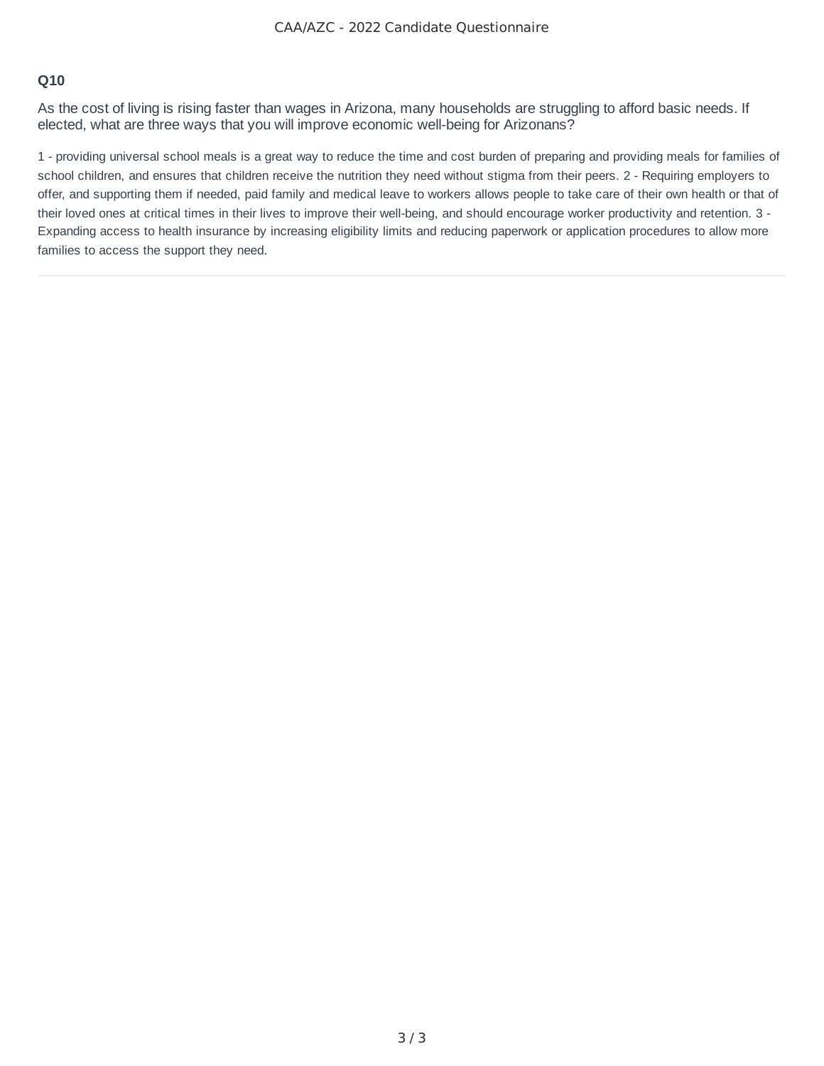## Q10

As the cost of living is rising faster than wages in Arizona, many households are struggling to afford basic needs. If elected, what are three ways that you will improve economic well-being for Arizonans?

1 - providing universal school meals is a great way to reduce the time and cost burden of preparing and providing meals for families of school children, and ensures that children receive the nutrition they need without stigma from their peers. 2 - Requiring employers to offer, and supporting them if needed, paid family and medical leave to workers allows people to take care of their own health or that of their loved ones at critical times in their lives to improve their well-being, and should encourage worker productivity and retention. 3 - Expanding access to health insurance by increasing eligibility limits and reducing paperwork or application procedures to allow more families to access the support they need.